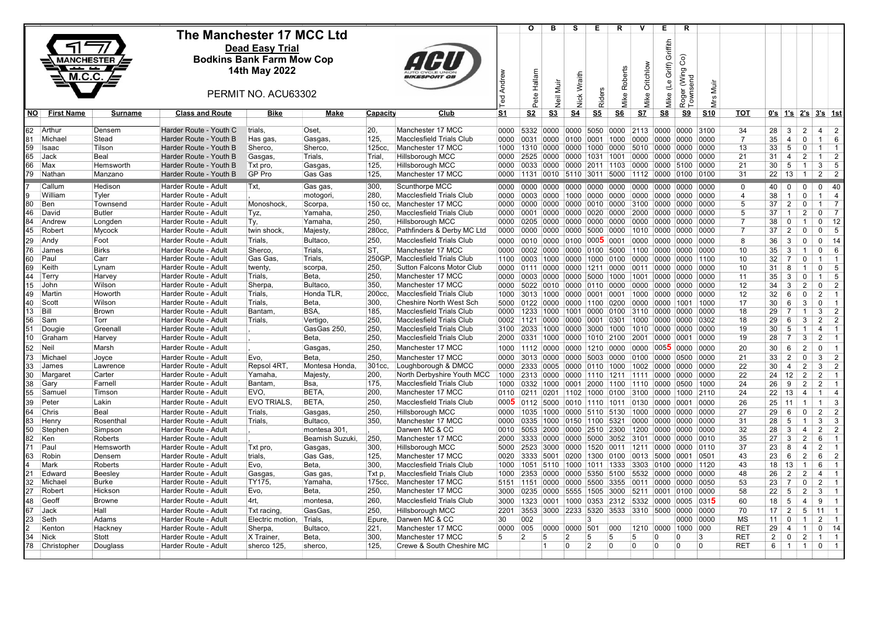# The Manchester 17 MCC Ltd

**Dead Easy Trial**

**Bodkins Bank Farm Mow Cop**

**14th May 2022**

PERMIT NO. ACU63302

| NO | First Name | Surname | Class and Route | Bike | Make | Capacity | Club | S1 | S2 | S3 | S4 | S5 | S6 | S7 | S8 | S9 | S10 | TOT | 0's | 1's | 2's | 3's | 1st |
|---|---|---|---|---|---|---|---|---|---|---|---|---|---|---|---|---|---|---|---|---|---|---|---|
| | | | | | | | | Ted Andrew | O Pete Hallam | B Neil Muir | S Nick Wraith | E Riders | R Mike Roberts | V Mike Critchlow | E Mike (Le Griff) Griffith | R Roger (Wing Co) Townsend | Mrs Muir | | | | | | |
| 62 | Arthur | Densem | Harder Route - Youth C | trials, | Oset, | 20, | Manchester 17 MCC | 0000 | 5332 | 0000 | 0000 | 5050 | 0000 | 2113 | 0000 | 0000 | 3100 | 34 | 28 | 3 | 2 | 4 | 2 |
| 81 | Michael | Stead | Harder Route - Youth B | Has gas, | Gasgas, | 125, | Macclesfield Trials Club | 0000 | 0031 | 0000 | 0100 | 0001 | 1000 | 0000 | 0000 | 0000 | 0000 | 7 | 35 | 4 | 0 | 1 | 6 |
| 59 | Isaac | Tilson | Harder Route - Youth B | Sherco, | Sherco, | 125cc, | Manchester 17 MCC | 1000 | 1310 | 0000 | 0000 | 1000 | 0000 | 5010 | 0000 | 0000 | 0000 | 13 | 33 | 5 | 0 | 1 | 1 |
| 65 | Jack | Beal | Harder Route - Youth B | Gasgas, | Trials, | Trial, | Hillsborough MCC | 0000 | 2525 | 0000 | 0000 | 1031 | 1001 | 0000 | 0000 | 0000 | 0000 | 21 | 31 | 4 | 2 | 1 | 2 |
| 66 | Max | Hemsworth | Harder Route - Youth B | Txt pro, | Gasgas, | 125, | Hillsborough MCC | 0000 | 0033 | 0000 | 0000 | 2011 | 1103 | 0000 | 0000 | 5100 | 0000 | 21 | 30 | 5 | 1 | 3 | 5 |
| 79 | Nathan | Manzano | Harder Route - Youth B | GP Pro | Gas Gas | 125, | Manchester 17 MCC | 0000 | 1131 | 0010 | 5110 | 3011 | 5000 | 1112 | 0000 | 0100 | 0100 | 31 | 22 | 13 | 1 | 2 | 2 |
| 7 | Callum | Hedison | Harder Route - Adult | Txt, | Gas gas, | 300, | Scunthorpe MCC | 0000 | 0000 | 0000 | 0000 | 0000 | 0000 | 0000 | 0000 | 0000 | 0000 | 0 | 40 | 0 | 0 | 0 | 40 |
| 9 | William | Tyler | Harder Route - Adult | , | motogori, | 280, | Macclesfield Trials Club | 0000 | 0003 | 0000 | 1000 | 0000 | 0000 | 0000 | 0000 | 0000 | 0000 | 4 | 38 | 1 | 0 | 1 | 4 |
| 80 | Ben | Townsend | Harder Route - Adult | Monoshock, | Scorpa, | 150 cc, | Manchester 17 MCC | 0000 | 0000 | 0000 | 0000 | 0010 | 0000 | 3100 | 0000 | 0000 | 0000 | 5 | 37 | 2 | 0 | 1 | 7 |
| 46 | David | Butler | Harder Route - Adult | Tyz, | Yamaha, | 250, | Macclesfield Trials Club | 0000 | 0001 | 0000 | 0000 | 0020 | 0000 | 2000 | 0000 | 0000 | 0000 | 5 | 37 | 1 | 2 | 0 | 7 |
| 84 | Andrew | Longden | Harder Route - Adult | Ty, | Yamaha, | 250, | Hillsborough MCC | 0000 | 0205 | 0000 | 0000 | 0000 | 0000 | 0000 | 0000 | 0000 | 0000 | 7 | 38 | 0 | 1 | 0 | 12 |
| 45 | Robert | Mycock | Harder Route - Adult | twin shock, | Majesty, | 280cc, | Pathfinders & Derby MC Ltd | 0000 | 0000 | 0000 | 0000 | 5000 | 0000 | 1010 | 0000 | 0000 | 0000 | 7 | 37 | 2 | 0 | 0 | 5 |
| 29 | Andy | Foot | Harder Route - Adult | Trials, | Bultaco, | 250, | Macclesfield Trials Club | 0000 | 0010 | 0000 | 0100 | 0005 | 0001 | 0000 | 0000 | 0000 | 0000 | 8 | 36 | 3 | 0 | 0 | 14 |
| 76 | James | Birks | Harder Route - Adult | Sherco, | Trials, | ST, | Manchester 17 MCC | 0000 | 0002 | 0000 | 0000 | 0100 | 5000 | 1100 | 0000 | 0000 | 0000 | 10 | 35 | 3 | 1 | 0 | 6 |
| 60 | Paul | Carr | Harder Route - Adult | Gas Gas, | Trials, | 250GP, | Macclesfield Trials Club | 1100 | 0003 | 1000 | 0000 | 1000 | 0100 | 0000 | 0000 | 0000 | 1100 | 10 | 32 | 7 | 0 | 1 | 1 |
| 69 | Keith | Lynam | Harder Route - Adult | twenty, | scorpa, | 250, | Sutton Falcons Motor Club | 0000 | 0111 | 0000 | 0000 | 1211 | 0000 | 0011 | 0000 | 0000 | 0000 | 10 | 31 | 8 | 1 | 0 | 5 |
| 44 | Terry | Harvey | Harder Route - Adult | Trials, | Beta, | 250, | Manchester 17 MCC | 0000 | 0003 | 0000 | 0000 | 5000 | 1000 | 1001 | 0000 | 0000 | 0000 | 11 | 35 | 3 | 0 | 1 | 5 |
| 15 | John | Wilson | Harder Route - Adult | Sherpa, | Bultaco, | 350, | Manchester 17 MCC | 0000 | 5022 | 0010 | 0000 | 0110 | 0000 | 0000 | 0000 | 0000 | 0000 | 12 | 34 | 3 | 2 | 0 | 2 |
| 49 | Martin | Howorth | Harder Route - Adult | Trials, | Honda TLR, | 200cc, | Macclesfield Trials Club | 1000 | 3013 | 1000 | 0000 | 0001 | 0001 | 1000 | 0000 | 0000 | 0000 | 12 | 32 | 6 | 0 | 2 | 1 |
| 40 | Scott | Wilson | Harder Route - Adult | Trials, | Beta, | 300, | Cheshire North West Sch | 5000 | 0122 | 0000 | 0000 | 1100 | 0200 | 0000 | 0000 | 1001 | 1000 | 17 | 30 | 6 | 3 | 0 | 1 |
| 13 | Bill | Brown | Harder Route - Adult | Bantam, | BSA, | 185, | Macclesfield Trials Club | 0000 | 1233 | 1000 | 1001 | 0000 | 0100 | 3110 | 0000 | 0000 | 0000 | 18 | 29 | 7 | 1 | 3 | 2 |
| 56 | Sam | Torr | Harder Route - Adult | Trials, | Vertigo, | 250, | Macclesfield Trials Club | 0002 | 1121 | 0000 | 0000 | 0001 | 0301 | 1000 | 0000 | 0000 | 0302 | 18 | 29 | 6 | 3 | 2 | 2 |
| 51 | Dougie | Greenall | Harder Route - Adult | , | GasGas 250, | 250, | Macclesfield Trials Club | 3100 | 2033 | 1000 | 0000 | 3000 | 1000 | 1010 | 0000 | 0000 | 0000 | 19 | 30 | 5 | 1 | 4 | 1 |
| 10 | Graham | Harvey | Harder Route - Adult | , | Beta, | 250, | Macclesfield Trials Club | 2000 | 0331 | 1000 | 0000 | 1010 | 2100 | 2001 | 0000 | 0001 | 0000 | 19 | 28 | 7 | 3 | 2 | 1 |
| 52 | Neil | Marsh | Harder Route - Adult | , | Gasgas, | 250, | Manchester 17 MCC | 1000 | 1112 | 0000 | 0000 | 1210 | 0000 | 0000 | 0055 | 0000 | 0000 | 20 | 30 | 6 | 2 | 0 | 1 |
| 73 | Michael | Joyce | Harder Route - Adult | Evo, | Beta, | 250, | Manchester 17 MCC | 0000 | 3013 | 0000 | 0000 | 5003 | 0000 | 0100 | 0000 | 0500 | 0000 | 21 | 33 | 2 | 0 | 3 | 2 |
| 33 | James | Lawrence | Harder Route - Adult | Repsol 4RT, | Montesa Honda, | 301cc, | Loughborough & DMCC | 0000 | 2333 | 0005 | 0000 | 0110 | 1000 | 1002 | 0000 | 0000 | 0000 | 22 | 30 | 4 | 2 | 3 | 2 |
| 30 | Margaret | Carter | Harder Route - Adult | Yamaha, | Majesty, | 200, | North Derbyshire Youth MCC | 1000 | 2313 | 0000 | 0000 | 1110 | 1211 | 1111 | 0000 | 0000 | 0000 | 22 | 24 | 12 | 2 | 2 | 1 |
| 38 | Gary | Farnell | Harder Route - Adult | Bantam, | Bsa, | 175, | Macclesfield Trials Club | 1000 | 0332 | 1000 | 0001 | 2000 | 1100 | 1110 | 0000 | 0500 | 1000 | 24 | 26 | 9 | 2 | 2 | 1 |
| 55 | Samuel | Timson | Harder Route - Adult | EVO, | BETA, | 200, | Manchester 17 MCC | 0110 | 0211 | 0201 | 1102 | 1000 | 0100 | 3100 | 0000 | 1000 | 2110 | 24 | 22 | 13 | 4 | 1 | 4 |
| 39 | Peter | Lakin | Harder Route - Adult | EVO TRIALS, | BETA, | 250, | Macclesfield Trials Club | 0005 | 0112 | 5000 | 0010 | 1110 | 1011 | 0130 | 0000 | 0001 | 0000 | 26 | 25 | 11 | 1 | 1 | 3 |
| 64 | Chris | Beal | Harder Route - Adult | Trials, | Gasgas, | 250, | Hillsborough MCC | 0000 | 1035 | 1000 | 0000 | 5110 | 5130 | 1000 | 0000 | 0000 | 0000 | 27 | 29 | 6 | 0 | 2 | 2 |
| 83 | Henry | Rosenthal | Harder Route - Adult | Trials, | Bultaco, | 350, | Manchester 17 MCC | 0000 | 0335 | 1000 | 0150 | 1100 | 5321 | 0000 | 0000 | 0000 | 0000 | 31 | 28 | 5 | 1 | 3 | 3 |
| 50 | Stephen | Simpson | Harder Route - Adult | , | montesa 301, | , | Darwen MC & CC | 0010 | 5053 | 2000 | 0000 | 2510 | 2300 | 1200 | 0000 | 0000 | 0000 | 32 | 28 | 3 | 4 | 2 | 2 |
| 82 | Ken | Roberts | Harder Route - Adult | , | Beamish Suzuki, | 250, | Manchester 17 MCC | 2000 | 3333 | 0000 | 0000 | 5000 | 3052 | 3101 | 0000 | 0000 | 0010 | 35 | 27 | 3 | 2 | 6 | 1 |
| 71 | Paul | Hemsworth | Harder Route - Adult | Txt pro, | Gasgas, | 300, | Hillsborough MCC | 5000 | 2523 | 3000 | 0000 | 1520 | 0011 | 1211 | 0000 | 0000 | 0110 | 37 | 23 | 8 | 4 | 2 | 1 |
| 63 | Robin | Densem | Harder Route - Adult | trials, | Gas Gas, | 125, | Manchester 17 MCC | 0020 | 3333 | 5001 | 0200 | 1300 | 0100 | 0013 | 5000 | 0001 | 0501 | 43 | 23 | 6 | 2 | 6 | 2 |
| 4 | Mark | Roberts | Harder Route - Adult | Evo, | Beta, | 300, | Macclesfield Trials Club | 1000 | 1051 | 5110 | 1000 | 1011 | 1333 | 3303 | 0100 | 0000 | 1120 | 43 | 18 | 13 | 1 | 6 | 1 |
| 21 | Edward | Beesley | Harder Route - Adult | Gasgas, | Gas gas, | Txt p, | Macclesfield Trials Club | 1000 | 2353 | 0000 | 0000 | 5350 | 5100 | 5532 | 0000 | 0000 | 0000 | 48 | 26 | 2 | 2 | 4 | 1 |
| 32 | Michael | Burke | Harder Route - Adult | TY175, | Yamaha, | 175cc, | Manchester 17 MCC | 5151 | 1151 | 0000 | 0000 | 5500 | 3355 | 0011 | 0000 | 0000 | 0050 | 53 | 23 | 7 | 0 | 2 | 1 |
| 27 | Robert | Hickson | Harder Route - Adult | Evo, | Beta, | 250, | Manchester 17 MCC | 3000 | 0235 | 0000 | 5555 | 1505 | 3000 | 5211 | 0001 | 0100 | 0000 | 58 | 22 | 5 | 2 | 3 | 1 |
| 48 | Geoff | Browne | Harder Route - Adult | 4rt, | montesa, | 260, | Macclesfield Trials Club | 3000 | 1323 | 0001 | 1000 | 0353 | 2312 | 5332 | 0000 | 0005 | 0315 | 60 | 18 | 5 | 4 | 9 | 1 |
| 67 | Jack | Hall | Harder Route - Adult | Txt racing, | GasGas, | 250, | Hillsborough MCC | 2201 | 3553 | 3000 | 2233 | 5320 | 3533 | 3310 | 5000 | 0000 | 0000 | 70 | 17 | 2 | 5 | 11 | 1 |
| 23 | Seth | Adams | Harder Route - Adult | Electric motion, | Trials, | Epure, | Darwen MC & CC | 30 | 002 | | | 3 | | | | 0000 | 0000 | MS | 11 | 0 | 1 | 2 | 1 |
| 2 | Kenton | Hackney | Harder Route - Adult | Sherpa, | Bultaco, | 221, | Manchester 17 MCC | 0000 | 005 | 0000 | 0000 | 501 | 000 | 1210 | 0000 | 1000 | 000 | RET | 29 | 4 | 1 | 0 | 14 |
| 34 | Nick | Stott | Harder Route - Adult | X Trainer, | Beta, | 300, | Manchester 17 MCC | 5 | 2 | 5 | 2 | 5 | 5 | 5 | 0 | 0 | 3 | RET | 2 | 0 | 2 | 1 | 1 |
| 78 | Christopher | Douglass | Harder Route - Adult | sherco 125, | sherco, | 125, | Crewe & South Cheshire MC | | | 1 | 0 | 2 | 0 | 0 | 0 | 0 | 0 | RET | 6 | 1 | 1 | 0 | 1 |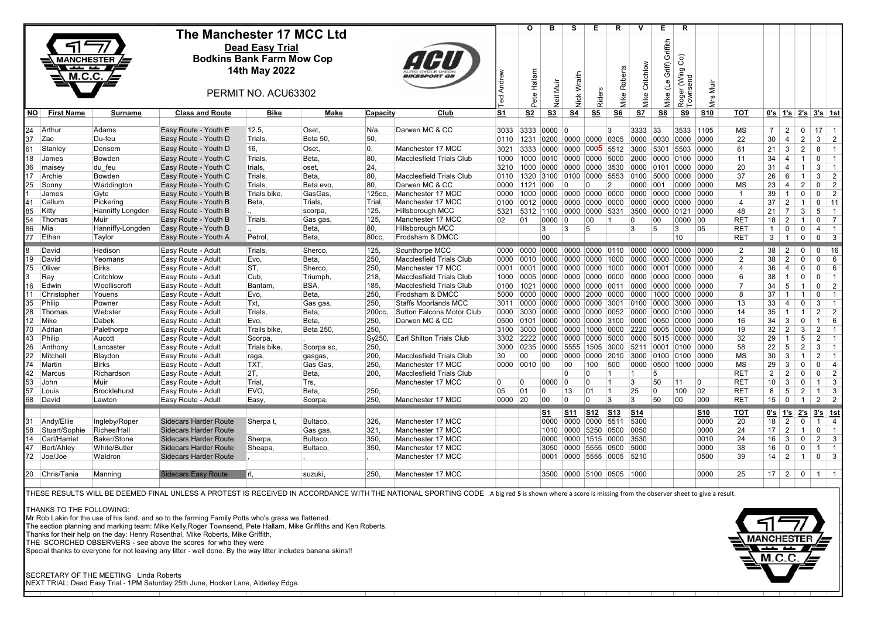# The Manchester 17 MCC Ltd

**Dead Easy Trial**

**Bodkins Bank Farm Mow Cop**

**14th May 2022**

PERMIT NO. ACU63302

| NO | First Name | Surname | Class and Route | Bike | Make | Capacity | Club | S1 (Ted Andrew) | S2 (O - Pete Hallam) | S3 (B - Neil Muir) | S4 (S - Nick Wraith) | S5 (E - Riders) | S6 (R - Mike Roberts) | S7 (V - Mike Critchlow) | S8 (E - Mike (Le Griff) Griffith) | S9 (R - Roger (Wing Co) Townsend) | S10 (Mrs Muir) | TOT | 0's | 1's | 2's | 3's | 1st |
|---|---|---|---|---|---|---|---|---|---|---|---|---|---|---|---|---|---|---|---|---|---|---|---|
| 24 | Arthur | Adams | Easy Route - Youth E | 12.5, | Oset, | N/a, | Darwen MC & CC | 3033 | 3333 | 0000 | 0 | | 3 | 3333 | 33 | 3533 | 1105 | MS | 7 | 2 | 0 | 17 | 1 |
| 37 | Zac | Du-feu | Easy Route - Youth D | Trials, | Beta 50, | 50, | | 0110 | 1231 | 0200 | 0000 | 0000 | 0305 | 0000 | 0030 | 0000 | 0000 | 22 | 30 | 4 | 2 | 3 | 2 |
| 61 | Stanley | Densem | Easy Route - Youth D | 16, | Oset, | 0, | Manchester 17 MCC | 3021 | 3333 | 0000 | 0000 | 000**5** | 5512 | 3000 | 5301 | 5503 | 0000 | 61 | 21 | 3 | 2 | 8 | 1 |
| 18 | James | Bowden | Easy Route - Youth C | Trials, | Beta, | 80, | Macclesfield Trials Club | 1000 | 1000 | 0010 | 0000 | 0000 | 5000 | 2000 | 0000 | 0100 | 0000 | 11 | 34 | 4 | 1 | 0 | 1 |
| 36 | maisey | du_feu | Easy Route - Youth C | trials, | oset, | 24, | | 3210 | 1000 | 0000 | 0000 | 0000 | 3530 | 0000 | 0101 | 0000 | 0000 | 20 | 31 | 4 | 1 | 3 | 1 |
| 17 | Archie | Bowden | Easy Route - Youth C | Trials, | Beta, | 80, | Macclesfield Trials Club | 0110 | 1320 | 3100 | 0100 | 0000 | 5553 | 0100 | 5000 | 0000 | 0000 | 37 | 26 | 6 | 1 | 3 | 2 |
| 25 | Sonny | Waddington | Easy Route - Youth C | Trials, | Beta evo, | 80, | Darwen MC & CC | 0000 | 1121 | 000 | 0 | 0 | 2 | 0000 | 001 | 0000 | 0000 | MS | 23 | 4 | 2 | 0 | 2 |
| 1 | James | Gyte | Easy Route - Youth B | Trials bike, | GasGas, | 125cc, | Manchester 17 MCC | 0000 | 1000 | 0000 | 0000 | 0000 | 0000 | 0000 | 0000 | 0000 | 0000 | 1 | 39 | 1 | 0 | 0 | 2 |
| 41 | Callum | Pickering | Easy Route - Youth B | Beta, | Trials, | Trial, | Manchester 17 MCC | 0100 | 0012 | 0000 | 0000 | 0000 | 0000 | 0000 | 0000 | 0000 | 0000 | 4 | 37 | 2 | 1 | 0 | 11 |
| 85 | Kitty | Hanniffy Longden | Easy Route - Youth B | ., | scorpa, | 125, | Hillsborough MCC | 5321 | 5312 | 1100 | 0000 | 0000 | 5331 | 3500 | 0000 | 0121 | 0000 | 48 | 21 | 7 | 3 | 5 | 1 |
| 54 | Thomas | Muir | Easy Route - Youth B | Trials, | Gas gas, | 125, | Manchester 17 MCC | 02 | 01 | 0000 | 0 | 00 | 1 | 0 | 00 | 0000 | 00 | RET | 18 | 2 | 1 | 0 | 7 |
| 86 | Mia | Hanniffy-Longden | Easy Route - Youth B | ., | Beta, | 80, | Hillsborough MCC | | | 3 | 3 | 5 | | 3 | 5 | 3 | 05 | RET | 1 | 0 | 0 | 4 | 1 |
| 77 | Ethan | Taylor | Easy Route - Youth A | Petrol, | Beta, | 80cc, | Frodsham & DMCC | | | 00 | | | | | | 10 | | RET | 3 | 1 | 0 | 0 | 3 |
| 8 | David | Hedison | Easy Route - Adult | Trials, | Sherco, | 125, | Scunthorpe MCC | 0000 | 0000 | 0000 | 0000 | 0000 | 0110 | 0000 | 0000 | 0000 | 0000 | 2 | 38 | 2 | 0 | 0 | 16 |
| 19 | David | Yeomans | Easy Route - Adult | Evo, | Beta, | 250, | Macclesfield Trials Club | 0000 | 0010 | 0000 | 0000 | 0000 | 1000 | 0000 | 0000 | 0000 | 0000 | 2 | 38 | 2 | 0 | 0 | 6 |
| 75 | Oliver | Birks | Easy Route - Adult | ST, | Sherco, | 250, | Manchester 17 MCC | 0001 | 0001 | 0000 | 0000 | 0000 | 1000 | 0000 | 0001 | 0000 | 0000 | 4 | 36 | 4 | 0 | 0 | 6 |
| 3 | Ray | Critchlow | Easy Route - Adult | Cub, | Triumph, | 218, | Macclesfield Trials Club | 1000 | 0005 | 0000 | 0000 | 0000 | 0000 | 0000 | 0000 | 0000 | 0000 | 6 | 38 | 1 | 0 | 0 | 1 |
| 16 | Edwin | Woolliscroft | Easy Route - Adult | Bantam, | BSA, | 185, | Macclesfield Trials Club | 0100 | 1021 | 0000 | 0000 | 0000 | 0011 | 0000 | 0000 | 0000 | 0000 | 7 | 34 | 5 | 1 | 0 | 2 |
| 11 | Christopher | Youens | Easy Route - Adult | Evo, | Beta, | 250, | Frodsham & DMCC | 5000 | 0000 | 0000 | 0000 | 2000 | 0000 | 0000 | 1000 | 0000 | 0000 | 8 | 37 | 1 | 1 | 0 | 1 |
| 35 | Philip | Powner | Easy Route - Adult | Txt, | Gas gas, | 250, | Staffs Moorlands MCC | 3011 | 0000 | 0000 | 0000 | 0000 | 3001 | 0100 | 0000 | 3000 | 0000 | 13 | 33 | 4 | 0 | 3 | 1 |
| 28 | Thomas | Webster | Easy Route - Adult | Trials, | Beta, | 200cc, | Sutton Falcons Motor Club | 0000 | 3030 | 0000 | 0000 | 0000 | 0052 | 0000 | 0000 | 0100 | 0000 | 14 | 35 | 1 | 1 | 2 | 2 |
| 12 | Mike | Dabek | Easy Route - Adult | Evo, | Beta, | 250, | Darwen MC & CC | 0500 | 0101 | 0000 | 0000 | 0000 | 3100 | 0000 | 0050 | 0000 | 0000 | 16 | 34 | 3 | 0 | 1 | 6 |
| 70 | Adrian | Palethorpe | Easy Route - Adult | Trails bike, | Beta 250, | 250, | | 3100 | 3000 | 0000 | 0000 | 1000 | 0000 | 2220 | 0005 | 0000 | 0000 | 19 | 32 | 2 | 3 | 2 | 1 |
| 43 | Philip | Aucott | Easy Route - Adult | Scorpa, | , | Sy250, | Earl Shilton Trials Club | 3302 | 2222 | 0000 | 0000 | 0000 | 5000 | 0000 | 5015 | 0000 | 0000 | 32 | 29 | 1 | 5 | 2 | 1 |
| 26 | Anthony | Lancaster | Easy Route - Adult | Trials bike, | Scorpa sc, | 250, | | 3000 | 0235 | 0000 | 5555 | 1505 | 3000 | 5211 | 0001 | 0100 | 0000 | 58 | 22 | 5 | 2 | 3 | 1 |
| 22 | Mitchell | Blaydon | Easy Route - Adult | raga, | gasgas, | 200, | Macclesfield Trials Club | 30 | 00 | 0000 | 0000 | 0000 | 2010 | 3000 | 0100 | 0100 | 0000 | MS | 30 | 3 | 1 | 2 | 1 |
| 74 | Martin | Birks | Easy Route - Adult | TXT, | Gas Gas, | 250, | Manchester 17 MCC | 0000 | 0010 | 00 | 00 | 100 | 500 | 0000 | 0500 | 1000 | 0000 | MS | 29 | 3 | 0 | 0 | 4 |
| 42 | Marcus | Richardson | Easy Route - Adult | 2T, | Beta, | 200, | Macclesfield Trials Club | | | | 0 | 0 | 1 | 1 | 5 | | | RET | 2 | 2 | 0 | 0 | 2 |
| 53 | John | Muir | Easy Route - Adult | Trial, | Trs, | | Manchester 17 MCC | 0 | 0 | 0000 | 0 | 0 | 1 | 3 | 50 | 11 | 0 | RET | 10 | 3 | 0 | 1 | 3 |
| 57 | Louis | Brocklehurst | Easy Route - Adult | EVO, | Beta, | 250, | | 05 | 01 | 0 | 13 | 01 | 1 | 25 | 0 | 100 | 02 | RET | 8 | 5 | 2 | 1 | 3 |
| 68 | David | Lawton | Easy Route - Adult | Easy, | Scorpa, | 250, | Manchester 17 MCC | 0000 | 20 | 00 | 0 | 0 | 3 | 3 | 50 | 00 | 000 | RET | 15 | 0 | 1 | 2 | 2 |
| | | | | | | | | | | S1 | S11 | S12 | S13 | S14 | | | S10 | TOT | 0's | 1's | 2's | 3's | 1st |
| 31 | Andy/Ellie | Ingleby/Roper | Sidecars Harder Route | Sherpa t, | Bultaco, | 326, | Manchester 17 MCC | | | 0000 | 0000 | 0000 | 5511 | 5300 | | | 0000 | 20 | 18 | 2 | 0 | 1 | 4 |
| 58 | Stuart/Sophie | Riches/Hall | Sidecars Harder Route | | Gas gas, | 321, | Manchester 17 MCC | | | 1010 | 0000 | 5250 | 0500 | 0050 | | | 0000 | 24 | 17 | 2 | 1 | 0 | 1 |
| 14 | Carl/Harriet | Baker/Stone | Sidecars Harder Route | Sherpa, | Bultaco, | 350, | Manchester 17 MCC | | | 0000 | 0000 | 1515 | 0000 | 3530 | | | 0010 | 24 | 16 | 3 | 0 | 2 | 3 |
| 47 | Bert/Ahley | White/Butler | Sidecars Harder Route | Sheapa, | Bultaco, | 350, | Manchester 17 MCC | | | 3050 | 0000 | 5555 | 0500 | 5000 | | | 0000 | 38 | 16 | 0 | 0 | 1 | 1 |
| 72 | Joe/Joe | Waldron | Sidecars Harder Route | , | , | , | Manchester 17 MCC | | | 0001 | 0000 | 5555 | 0005 | 5210 | | | 0500 | 39 | 14 | 2 | 1 | 0 | 3 |
| 20 | Chris/Tania | Manning | Sidecars Easy Route | rl, | suzuki, | 250, | Manchester 17 MCC | | | 3500 | 0000 | 5100 | 0505 | 1000 | | | 0000 | 25 | 17 | 2 | 0 | 1 | 1 |

THESE RESULTS WILL BE DEEMED FINAL UNLESS A PROTEST IS RECEIVED IN ACCORDANCE WITH THE NATIONAL SPORTING CODE .A big red **5** is shown where a score is missing from the observer sheet to give a result.

THANKS TO THE FOLLOWING:

Mr Rob Lakin for the use of his land. and so to the farming Family Potts who's grass we flattened.

The section planning and marking team: Mike Kelly,Roger Townsend, Pete Hallam, Mike Griffiths and Ken Roberts.

Thanks for their help on the day: Henry Rosenthal, Mike Roberts, Mike Griffith,

THE SCORCHED OBSERVERS - see above the scores for who they were

Special thanks to everyone for not leaving any litter - well done. By the way litter includes banana skins!!

SECRETARY OF THE MEETING Linda Roberts

NEXT TRIAL: Dead Easy Trial - 1PM Saturday 25th June, Hocker Lane, Alderley Edge.